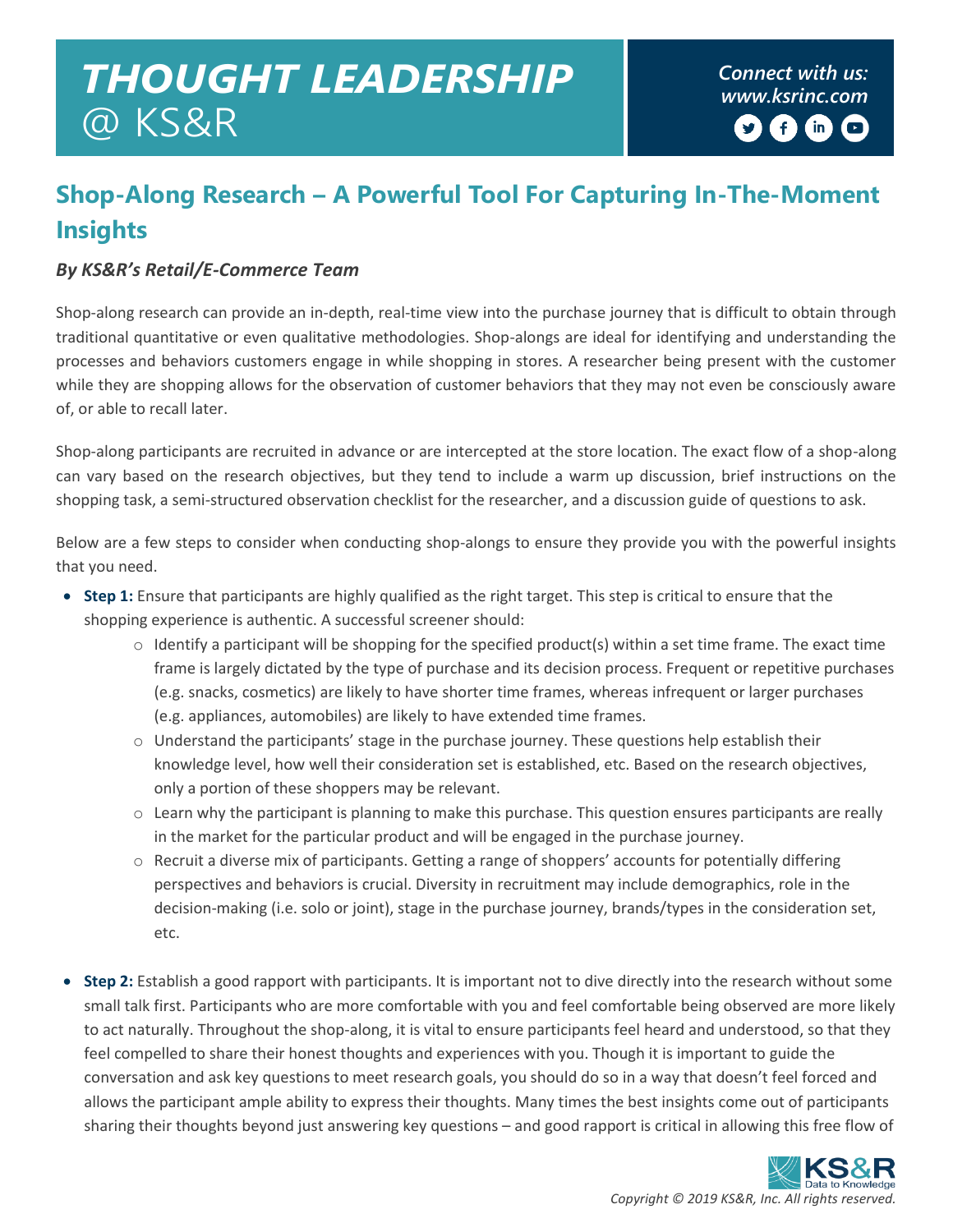# THOUGHT LEADERSHIP @ KS&R

*Connect with us: www.ksrinc.com*

## Shop-Along Research – A Powerful Tool For Capturing In-The-Moment Insights

### *By KS&R's Retail/E-Commerce Team*

Shop-along research can provide an in-depth, real-time view into the purchase journey that is difficult to obtain through traditional quantitative or even qualitative methodologies. Shop-alongs are ideal for identifying and understanding the processes and behaviors customers engage in while shopping in stores. A researcher being present with the customer while they are shopping allows for the observation of customer behaviors that they may not even be consciously aware of, or able to recall later.

Shop-along participants are recruited in advance or are intercepted at the store location. The exact flow of a shop-along can vary based on the research objectives, but they tend to include a warm up discussion, brief instructions on the shopping task, a semi-structured observation checklist for the researcher, and a discussion guide of questions to ask.

Below are a few steps to consider when conducting shop-alongs to ensure they provide you with the powerful insights that you need.

- **Step 1:** Ensure that participants are highly qualified as the right target. This step is critical to ensure that the shopping experience is authentic. A successful screener should:
  - Identify a participant will be shopping for the specified product(s) within a set time frame. The exact time frame is largely dictated by the type of purchase and its decision process. Frequent or repetitive purchases (e.g. snacks, cosmetics) are likely to have shorter time frames, whereas infrequent or larger purchases (e.g. appliances, automobiles) are likely to have extended time frames.
  - Understand the participants' stage in the purchase journey. These questions help establish their knowledge level, how well their consideration set is established, etc. Based on the research objectives, only a portion of these shoppers may be relevant.
  - Learn why the participant is planning to make this purchase. This question ensures participants are really in the market for the particular product and will be engaged in the purchase journey.
  - Recruit a diverse mix of participants. Getting a range of shoppers' accounts for potentially differing perspectives and behaviors is crucial. Diversity in recruitment may include demographics, role in the decision-making (i.e. solo or joint), stage in the purchase journey, brands/types in the consideration set, etc.

- **Step 2:** Establish a good rapport with participants. It is important not to dive directly into the research without some small talk first. Participants who are more comfortable with you and feel comfortable being observed are more likely to act naturally. Throughout the shop-along, it is vital to ensure participants feel heard and understood, so that they feel compelled to share their honest thoughts and experiences with you. Though it is important to guide the conversation and ask key questions to meet research goals, you should do so in a way that doesn't feel forced and allows the participant ample ability to express their thoughts. Many times the best insights come out of participants sharing their thoughts beyond just answering key questions – and good rapport is critical in allowing this free flow of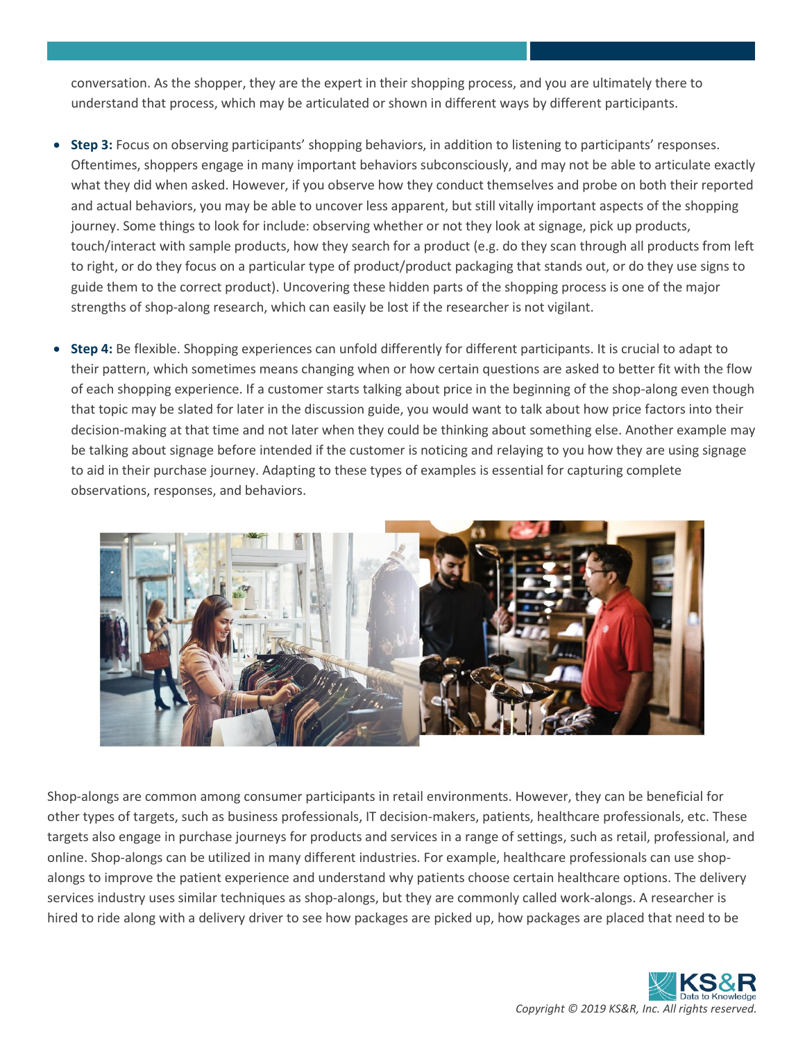conversation. As the shopper, they are the expert in their shopping process, and you are ultimately there to understand that process, which may be articulated or shown in different ways by different participants.

- **Step 3:** Focus on observing participants' shopping behaviors, in addition to listening to participants' responses. Oftentimes, shoppers engage in many important behaviors subconsciously, and may not be able to articulate exactly what they did when asked. However, if you observe how they conduct themselves and probe on both their reported and actual behaviors, you may be able to uncover less apparent, but still vitally important aspects of the shopping journey. Some things to look for include: observing whether or not they look at signage, pick up products, touch/interact with sample products, how they search for a product (e.g. do they scan through all products from left to right, or do they focus on a particular type of product/product packaging that stands out, or do they use signs to guide them to the correct product). Uncovering these hidden parts of the shopping process is one of the major strengths of shop-along research, which can easily be lost if the researcher is not vigilant.

- **Step 4:** Be flexible. Shopping experiences can unfold differently for different participants. It is crucial to adapt to their pattern, which sometimes means changing when or how certain questions are asked to better fit with the flow of each shopping experience. If a customer starts talking about price in the beginning of the shop-along even though that topic may be slated for later in the discussion guide, you would want to talk about how price factors into their decision-making at that time and not later when they could be thinking about something else. Another example may be talking about signage before intended if the customer is noticing and relaying to you how they are using signage to aid in their purchase journey. Adapting to these types of examples is essential for capturing complete observations, responses, and behaviors.

Shop-alongs are common among consumer participants in retail environments. However, they can be beneficial for other types of targets, such as business professionals, IT decision-makers, patients, healthcare professionals, etc. These targets also engage in purchase journeys for products and services in a range of settings, such as retail, professional, and online. Shop-alongs can be utilized in many different industries. For example, healthcare professionals can use shop-alongs to improve the patient experience and understand why patients choose certain healthcare options. The delivery services industry uses similar techniques as shop-alongs, but they are commonly called work-alongs. A researcher is hired to ride along with a delivery driver to see how packages are picked up, how packages are placed that need to be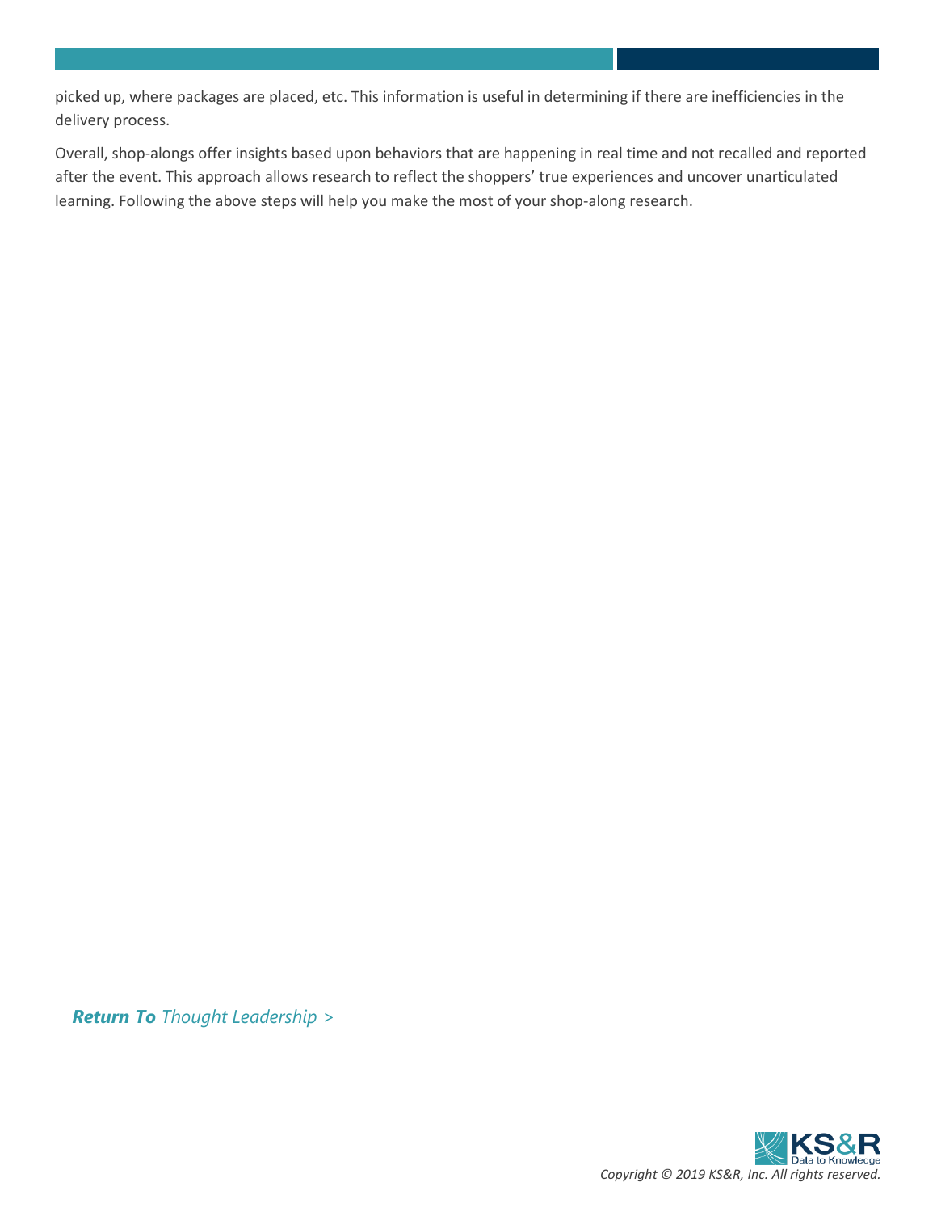picked up, where packages are placed, etc. This information is useful in determining if there are inefficiencies in the delivery process.

Overall, shop-alongs offer insights based upon behaviors that are happening in real time and not recalled and reported after the event. This approach allows research to reflect the shoppers' true experiences and uncover unarticulated learning. Following the above steps will help you make the most of your shop-along research.

***Return To*** *Thought Leadership >*

*Copyright © 2019 KS&R, Inc. All rights reserved.*